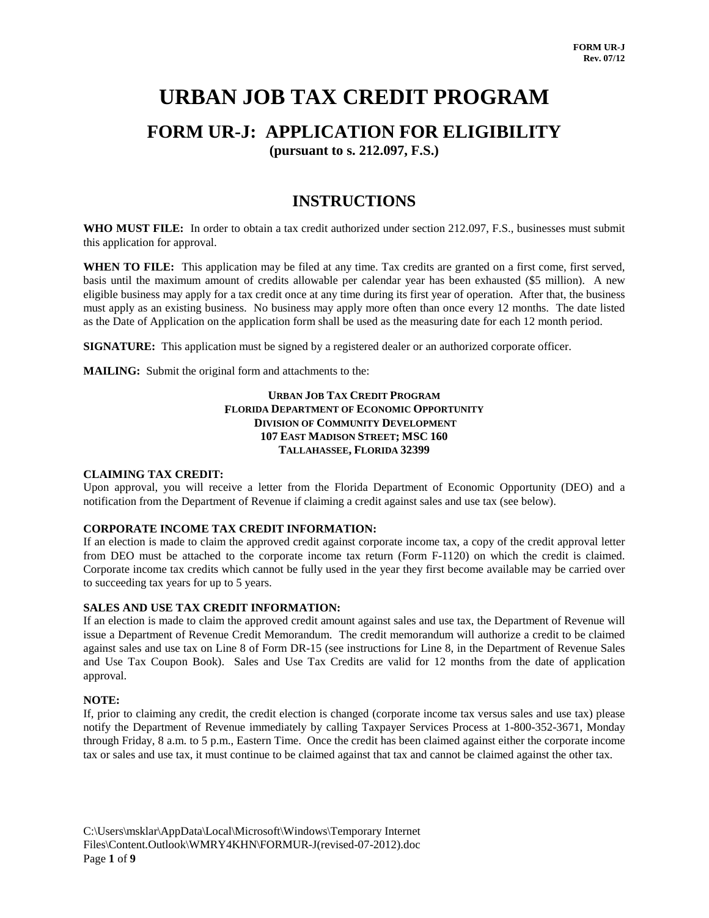# URBAN JOB TAX CREDIT PROGRAM

## FORM UR-J: APPLICATION FOR ELIGIBILITY

**(pursuant to s. 212.097, F.S.)**

## INSTRUCTIONS

**WHO MUST FILE:** In order to obtain a tax credit authorized under section 212.097, F.S., businesses must submit this application for approval.

**WHEN TO FILE:** This application may be filed at any time. Tax credits are granted on a first come, first served, basis until the maximum amount of credits allowable per calendar year has been exhausted ($5 million). A new eligible business may apply for a tax credit once at any time during its first year of operation. After that, the business must apply as an existing business. No business may apply more often than once every 12 months. The date listed as the Date of Application on the application form shall be used as the measuring date for each 12 month period.

**SIGNATURE:** This application must be signed by a registered dealer or an authorized corporate officer.

**MAILING:** Submit the original form and attachments to the:

**URBAN JOB TAX CREDIT PROGRAM**
**FLORIDA DEPARTMENT OF ECONOMIC OPPORTUNITY**
**DIVISION OF COMMUNITY DEVELOPMENT**
**107 EAST MADISON STREET; MSC 160**
**TALLAHASSEE, FLORIDA 32399**

**CLAIMING TAX CREDIT:**

Upon approval, you will receive a letter from the Florida Department of Economic Opportunity (DEO) and a notification from the Department of Revenue if claiming a credit against sales and use tax (see below).

**CORPORATE INCOME TAX CREDIT INFORMATION:**

If an election is made to claim the approved credit against corporate income tax, a copy of the credit approval letter from DEO must be attached to the corporate income tax return (Form F-1120) on which the credit is claimed. Corporate income tax credits which cannot be fully used in the year they first become available may be carried over to succeeding tax years for up to 5 years.

**SALES AND USE TAX CREDIT INFORMATION:**

If an election is made to claim the approved credit amount against sales and use tax, the Department of Revenue will issue a Department of Revenue Credit Memorandum. The credit memorandum will authorize a credit to be claimed against sales and use tax on Line 8 of Form DR-15 (see instructions for Line 8, in the Department of Revenue Sales and Use Tax Coupon Book). Sales and Use Tax Credits are valid for 12 months from the date of application approval.

**NOTE:**

If, prior to claiming any credit, the credit election is changed (corporate income tax versus sales and use tax) please notify the Department of Revenue immediately by calling Taxpayer Services Process at 1-800-352-3671, Monday through Friday, 8 a.m. to 5 p.m., Eastern Time. Once the credit has been claimed against either the corporate income tax or sales and use tax, it must continue to be claimed against that tax and cannot be claimed against the other tax.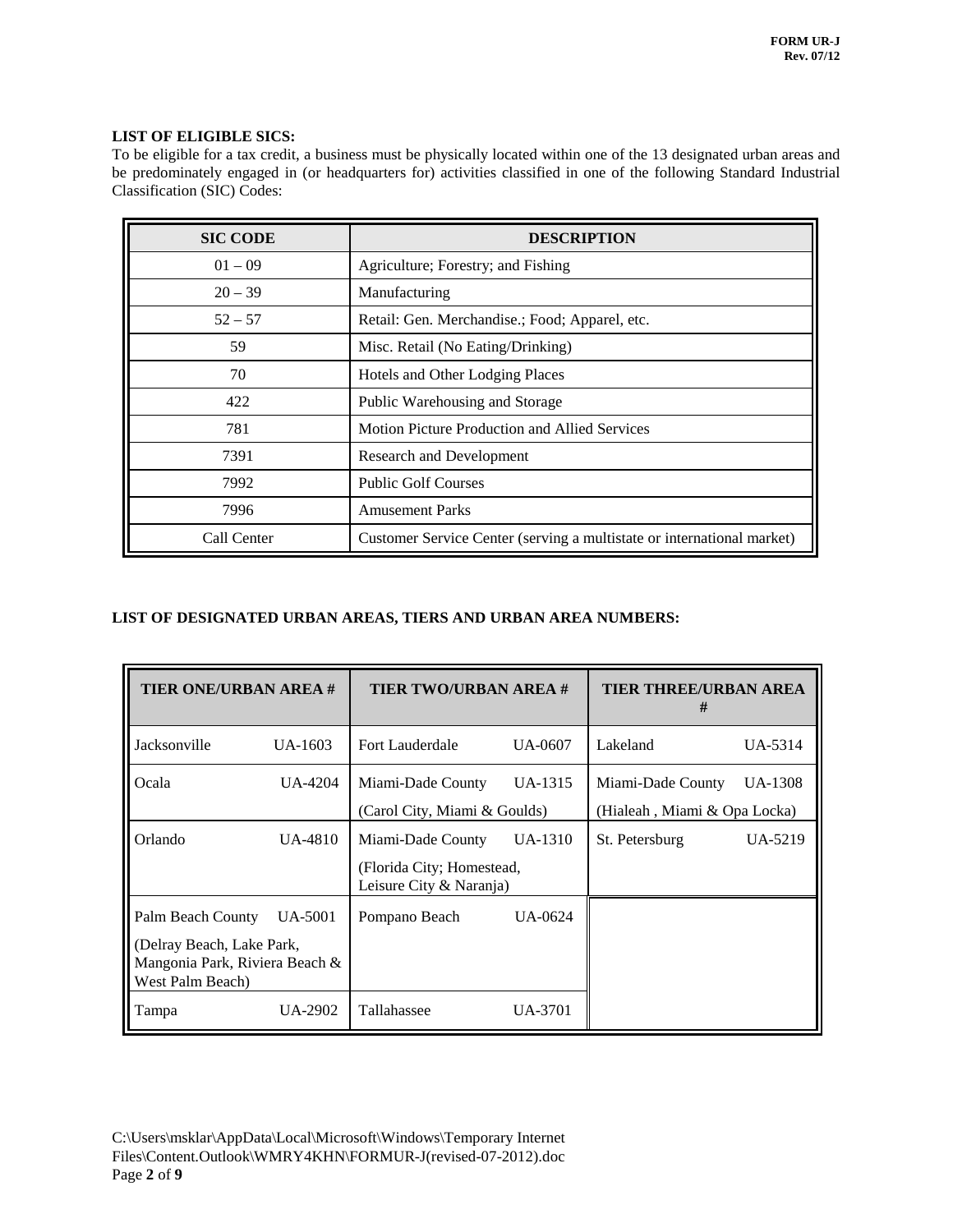**LIST OF ELIGIBLE SICS:**

To be eligible for a tax credit, a business must be physically located within one of the 13 designated urban areas and be predominately engaged in (or headquarters for) activities classified in one of the following Standard Industrial Classification (SIC) Codes:

| SIC CODE | DESCRIPTION |
|---|---|
| 01 – 09 | Agriculture; Forestry; and Fishing |
| 20 – 39 | Manufacturing |
| 52 – 57 | Retail: Gen. Merchandise.; Food; Apparel, etc. |
| 59 | Misc. Retail (No Eating/Drinking) |
| 70 | Hotels and Other Lodging Places |
| 422 | Public Warehousing and Storage |
| 781 | Motion Picture Production and Allied Services |
| 7391 | Research and Development |
| 7992 | Public Golf Courses |
| 7996 | Amusement Parks |
| Call Center | Customer Service Center (serving a multistate or international market) |

**LIST OF DESIGNATED URBAN AREAS, TIERS AND URBAN AREA NUMBERS:**

| TIER ONE/URBAN AREA # | TIER TWO/URBAN AREA # | TIER THREE/URBAN AREA # |
|---|---|---|
| Jacksonville UA-1603 | Fort Lauderdale UA-0607 | Lakeland UA-5314 |
| Ocala UA-4204 | Miami-Dade County UA-1315 (Carol City, Miami & Goulds) | Miami-Dade County UA-1308 (Hialeah , Miami & Opa Locka) |
| Orlando UA-4810 | Miami-Dade County UA-1310 (Florida City; Homestead, Leisure City & Naranja) | St. Petersburg UA-5219 |
| Palm Beach County UA-5001 (Delray Beach, Lake Park, Mangonia Park, Riviera Beach & West Palm Beach) | Pompano Beach UA-0624 | |
| Tampa UA-2902 | Tallahassee UA-3701 | |

C:\Users\msklar\AppData\Local\Microsoft\Windows\Temporary Internet Files\Content.Outlook\WMRY4KHN\FORMUR-J(revised-07-2012).doc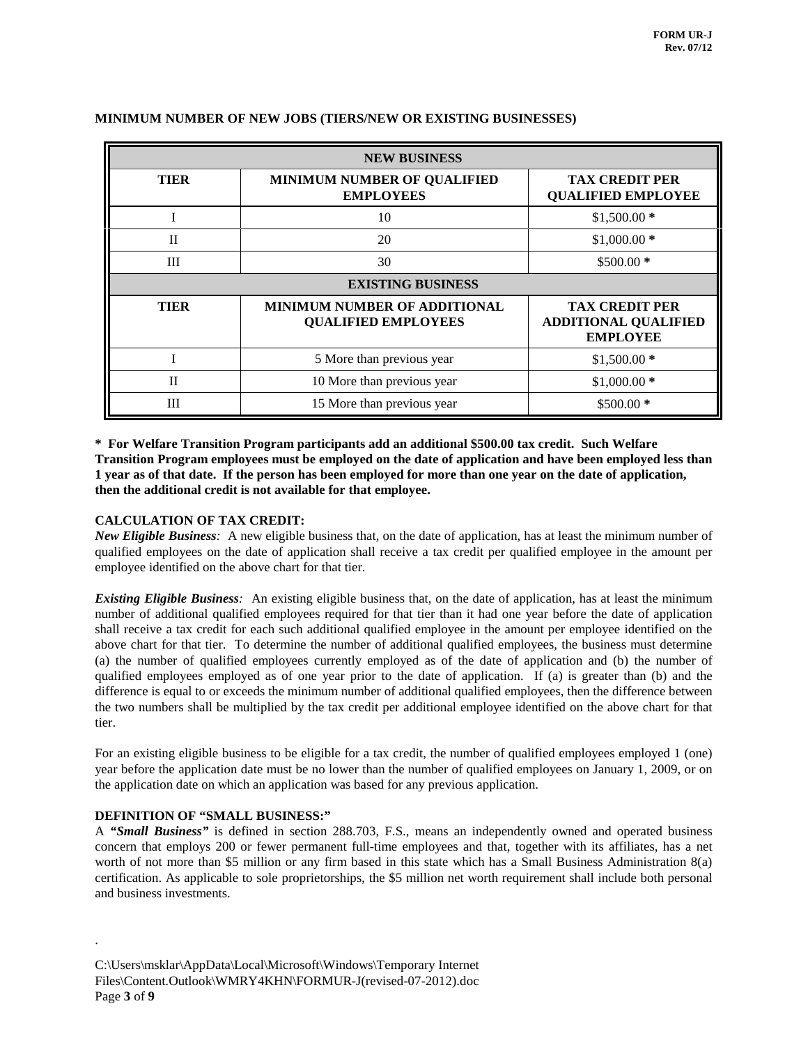## MINIMUM NUMBER OF NEW JOBS (TIERS/NEW OR EXISTING BUSINESSES)

| NEW BUSINESS | | |
|---|---|---|
| **TIER** | **MINIMUM NUMBER OF QUALIFIED EMPLOYEES** | **TAX CREDIT PER QUALIFIED EMPLOYEE** |
| I | 10 | $1,500.00 * |
| II | 20 | $1,000.00 * |
| III | 30 | $500.00 * |
| **EXISTING BUSINESS** | | |
| **TIER** | **MINIMUM NUMBER OF ADDITIONAL QUALIFIED EMPLOYEES** | **TAX CREDIT PER ADDITIONAL QUALIFIED EMPLOYEE** |
| I | 5 More than previous year | $1,500.00 * |
| II | 10 More than previous year | $1,000.00 * |
| III | 15 More than previous year | $500.00 * |

**\* For Welfare Transition Program participants add an additional $500.00 tax credit. Such Welfare Transition Program employees must be employed on the date of application and have been employed less than 1 year as of that date. If the person has been employed for more than one year on the date of application, then the additional credit is not available for that employee.**

### CALCULATION OF TAX CREDIT:

***New Eligible Business**:* A new eligible business that, on the date of application, has at least the minimum number of qualified employees on the date of application shall receive a tax credit per qualified employee in the amount per employee identified on the above chart for that tier.

***Existing Eligible Business**:* An existing eligible business that, on the date of application, has at least the minimum number of additional qualified employees required for that tier than it had one year before the date of application shall receive a tax credit for each such additional qualified employee in the amount per employee identified on the above chart for that tier. To determine the number of additional qualified employees, the business must determine (a) the number of qualified employees currently employed as of the date of application and (b) the number of qualified employees employed as of one year prior to the date of application. If (a) is greater than (b) and the difference is equal to or exceeds the minimum number of additional qualified employees, then the difference between the two numbers shall be multiplied by the tax credit per additional employee identified on the above chart for that tier.

For an existing eligible business to be eligible for a tax credit, the number of qualified employees employed 1 (one) year before the application date must be no lower than the number of qualified employees on January 1, 2009, or on the application date on which an application was based for any previous application.

### DEFINITION OF "SMALL BUSINESS:"

A ***"Small Business"*** is defined in section 288.703, F.S., means an independently owned and operated business concern that employs 200 or fewer permanent full-time employees and that, together with its affiliates, has a net worth of not more than $5 million or any firm based in this state which has a Small Business Administration 8(a) certification. As applicable to sole proprietorships, the $5 million net worth requirement shall include both personal and business investments.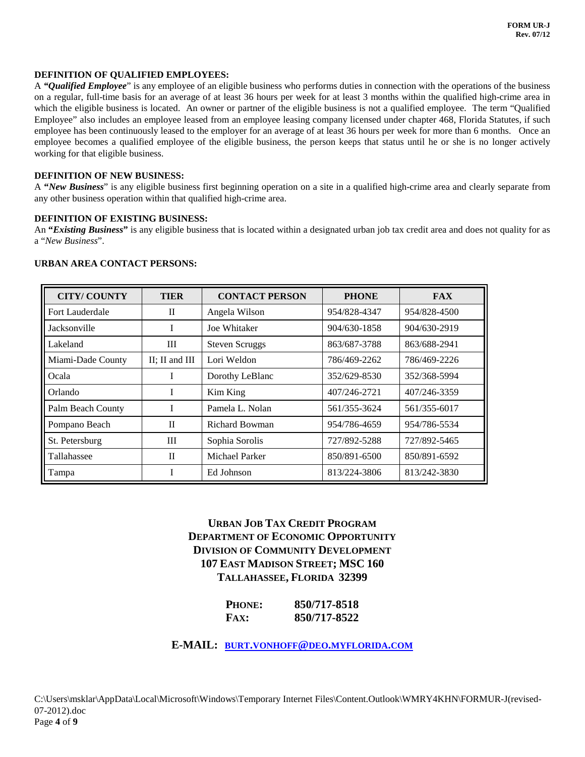### DEFINITION OF QUALIFIED EMPLOYEES:

A ***"Qualified Employee***" is any employee of an eligible business who performs duties in connection with the operations of the business on a regular, full-time basis for an average of at least 36 hours per week for at least 3 months within the qualified high-crime area in which the eligible business is located. An owner or partner of the eligible business is not a qualified employee. The term "Qualified Employee" also includes an employee leased from an employee leasing company licensed under chapter 468, Florida Statutes, if such employee has been continuously leased to the employer for an average of at least 36 hours per week for more than 6 months. Once an employee becomes a qualified employee of the eligible business, the person keeps that status until he or she is no longer actively working for that eligible business.

### DEFINITION OF NEW BUSINESS:

A ***"New Business***" is any eligible business first beginning operation on a site in a qualified high-crime area and clearly separate from any other business operation within that qualified high-crime area.

### DEFINITION OF EXISTING BUSINESS:

An ***"Existing Business"*** is any eligible business that is located within a designated urban job tax credit area and does not quality for as a "*New Business*".

### URBAN AREA CONTACT PERSONS:

| CITY/ COUNTY | TIER | CONTACT PERSON | PHONE | FAX |
|---|---|---|---|---|
| Fort Lauderdale | II | Angela Wilson | 954/828-4347 | 954/828-4500 |
| Jacksonville | I | Joe Whitaker | 904/630-1858 | 904/630-2919 |
| Lakeland | III | Steven Scruggs | 863/687-3788 | 863/688-2941 |
| Miami-Dade County | II; II and III | Lori Weldon | 786/469-2262 | 786/469-2226 |
| Ocala | I | Dorothy LeBlanc | 352/629-8530 | 352/368-5994 |
| Orlando | I | Kim King | 407/246-2721 | 407/246-3359 |
| Palm Beach County | I | Pamela L. Nolan | 561/355-3624 | 561/355-6017 |
| Pompano Beach | II | Richard Bowman | 954/786-4659 | 954/786-5534 |
| St. Petersburg | III | Sophia Sorolis | 727/892-5288 | 727/892-5465 |
| Tallahassee | II | Michael Parker | 850/891-6500 | 850/891-6592 |
| Tampa | I | Ed Johnson | 813/224-3806 | 813/242-3830 |

**URBAN JOB TAX CREDIT PROGRAM**
**DEPARTMENT OF ECONOMIC OPPORTUNITY**
**DIVISION OF COMMUNITY DEVELOPMENT**
**107 EAST MADISON STREET; MSC 160**
**TALLAHASSEE, FLORIDA 32399**

**PHONE:** **850/717-8518**
**FAX:** **850/717-8522**

**E-MAIL:** BURT.VONHOFF@DEO.MYFLORIDA.COM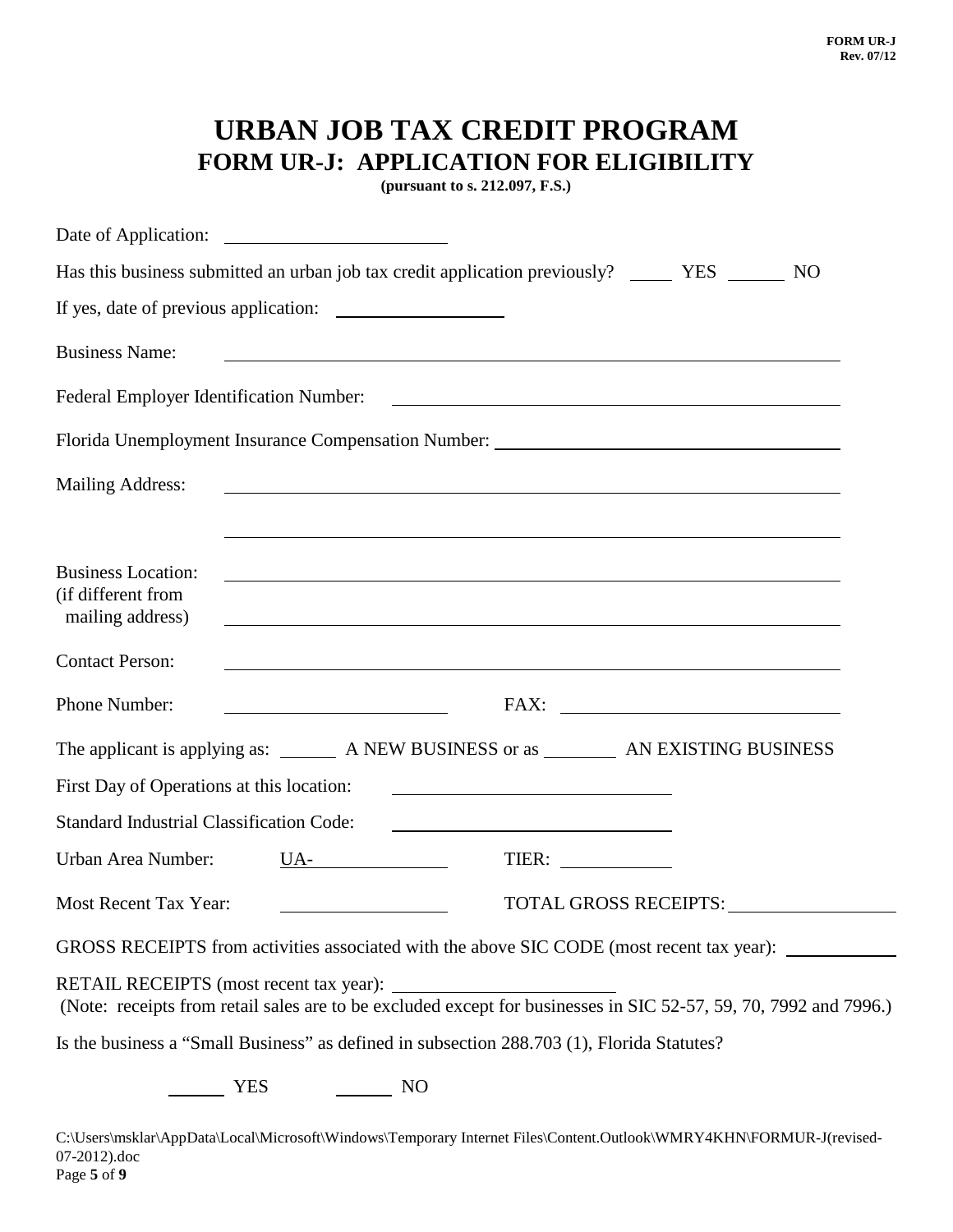# URBAN JOB TAX CREDIT PROGRAM

## FORM UR-J: APPLICATION FOR ELIGIBILITY

**(pursuant to s. 212.097, F.S.)**

Date of Application: ____________________

Has this business submitted an urban job tax credit application previously? ____ YES _____ NO

If yes, date of previous application: ______________

Business Name: ____________________________________________

Federal Employer Identification Number: ________________________________

Florida Unemployment Insurance Compensation Number: ________________________

Mailing Address: ____________________________________________

____________________________________________

Business Location: ____________________________________________
(if different from
mailing address) ____________________________________________

Contact Person: ____________________________________________

Phone Number: ____________________ FAX: ______________________

The applicant is applying as: _____ A NEW BUSINESS or as _______ AN EXISTING BUSINESS

First Day of Operations at this location: ______________________

Standard Industrial Classification Code: ______________________

Urban Area Number: UA-____________ TIER: _________

Most Recent Tax Year: ______________ TOTAL GROSS RECEIPTS: ______________

GROSS RECEIPTS from activities associated with the above SIC CODE (most recent tax year): __________

RETAIL RECEIPTS (most recent tax year): ____________________
(Note: receipts from retail sales are to be excluded except for businesses in SIC 52-57, 59, 70, 7992 and 7996.)

Is the business a "Small Business" as defined in subsection 288.703 (1), Florida Statutes?

_____ YES _____ NO

C:\Users\msklar\AppData\Local\Microsoft\Windows\Temporary Internet Files\Content.Outlook\WMRY4KHN\FORMUR-J(revised-07-2012).doc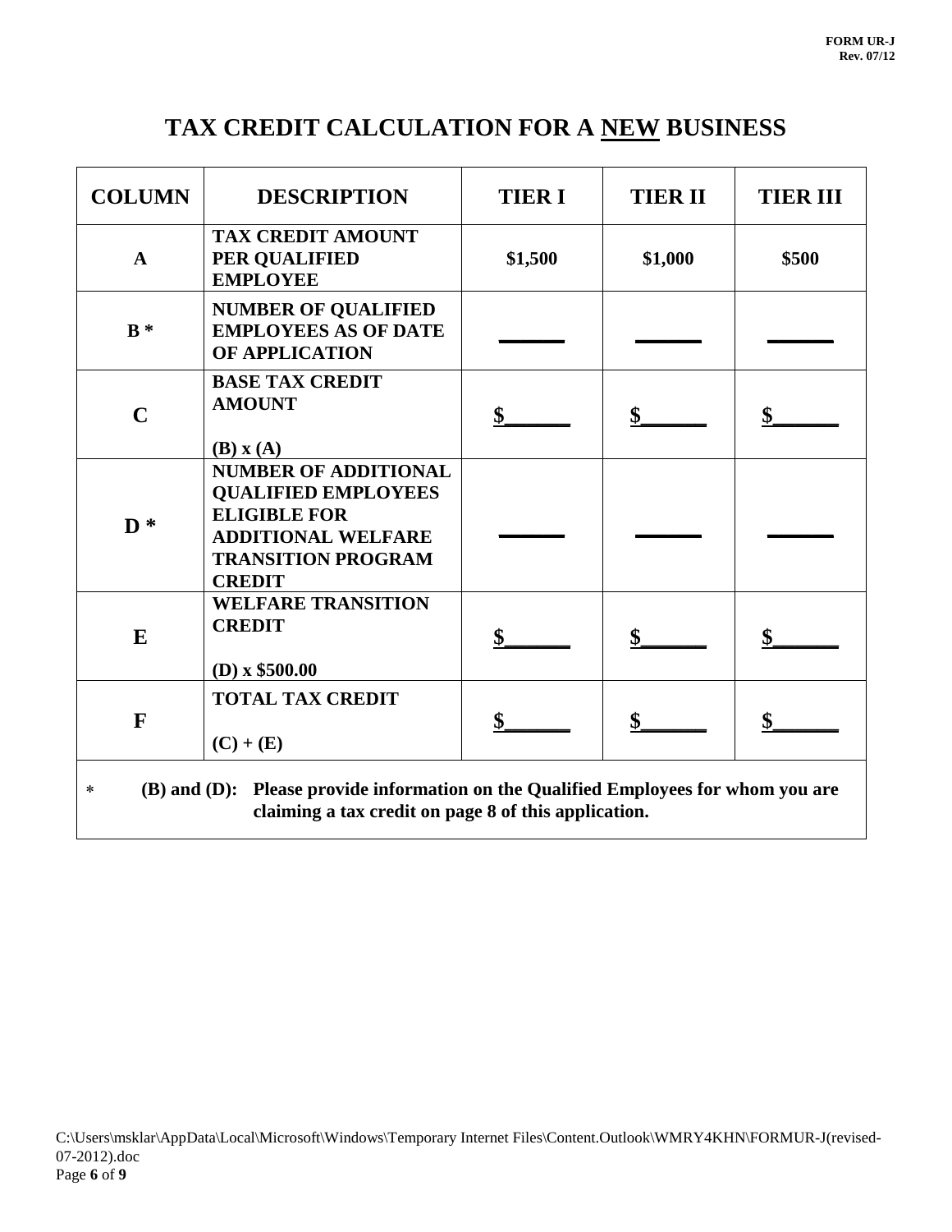# TAX CREDIT CALCULATION FOR A NEW BUSINESS

| COLUMN | DESCRIPTION | TIER I | TIER II | TIER III |
|---|---|---|---|---|
| A | TAX CREDIT AMOUNT PER QUALIFIED EMPLOYEE | $1,500 | $1,000 | $500 |
| B * | NUMBER OF QUALIFIED EMPLOYEES AS OF DATE OF APPLICATION | ______ | ______ | ______ |
| C | BASE TAX CREDIT AMOUNT<br><br>(B) x (A) | $______ | $______ | $______ |
| D * | NUMBER OF ADDITIONAL QUALIFIED EMPLOYEES ELIGIBLE FOR ADDITIONAL WELFARE TRANSITION PROGRAM CREDIT | ______ | ______ | ______ |
| E | WELFARE TRANSITION CREDIT<br><br>(D) x $500.00 | $______ | $______ | $______ |
| F | TOTAL TAX CREDIT<br><br>(C) + (E) | $______ | $______ | $______ |

\* **(B) and (D): Please provide information on the Qualified Employees for whom you are claiming a tax credit on page 8 of this application.**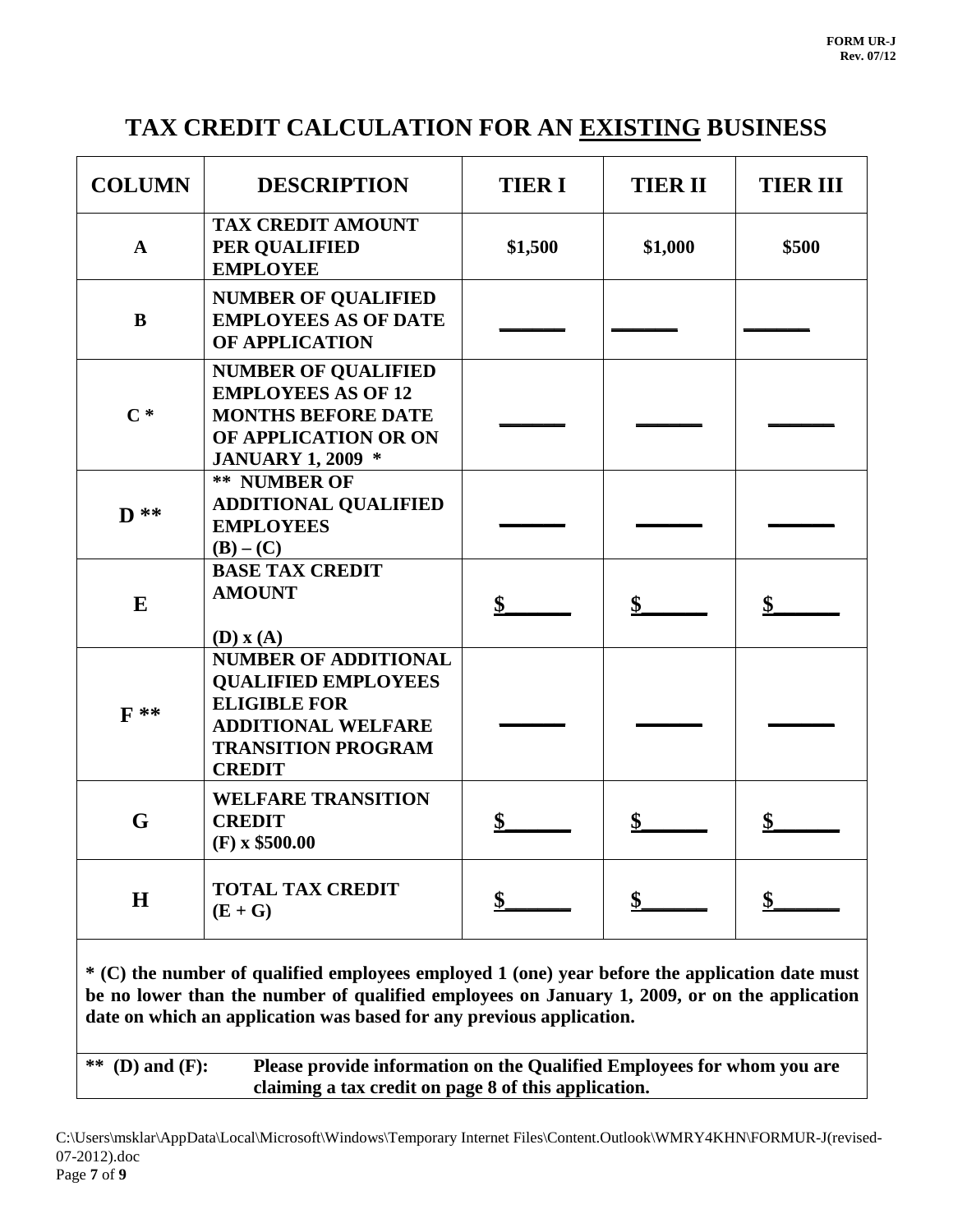**FORM UR-J**
**Rev. 07/12**

# TAX CREDIT CALCULATION FOR AN EXISTING BUSINESS

| COLUMN | DESCRIPTION | TIER I | TIER II | TIER III |
|---|---|---|---|---|
| **A** | **TAX CREDIT AMOUNT PER QUALIFIED EMPLOYEE** | **$1,500** | **$1,000** | **$500** |
| **B** | **NUMBER OF QUALIFIED EMPLOYEES AS OF DATE OF APPLICATION** | ______ | ______ | ______ |
| **C *** | **NUMBER OF QUALIFIED EMPLOYEES AS OF 12 MONTHS BEFORE DATE OF APPLICATION OR ON JANUARY 1, 2009 *** | ______ | ______ | ______ |
| **D **** | **** NUMBER OF ADDITIONAL QUALIFIED EMPLOYEES (B) – (C)** | ______ | ______ | ______ |
| **E** | **BASE TAX CREDIT AMOUNT (D) x (A)** | $______ | $______ | $______ |
| **F **** | **NUMBER OF ADDITIONAL QUALIFIED EMPLOYEES ELIGIBLE FOR ADDITIONAL WELFARE TRANSITION PROGRAM CREDIT** | ______ | ______ | ______ |
| **G** | **WELFARE TRANSITION CREDIT (F) x $500.00** | $______ | $______ | $______ |
| **H** | **TOTAL TAX CREDIT (E + G)** | $______ | $______ | $______ |

*** (C) the number of qualified employees employed 1 (one) year before the application date must be no lower than the number of qualified employees on January 1, 2009, or on the application date on which an application was based for any previous application.**

**** (D) and (F): Please provide information on the Qualified Employees for whom you are claiming a tax credit on page 8 of this application.**

C:\Users\msklar\AppData\Local\Microsoft\Windows\Temporary Internet Files\Content.Outlook\WMRY4KHN\FORMUR-J(revised-07-2012).doc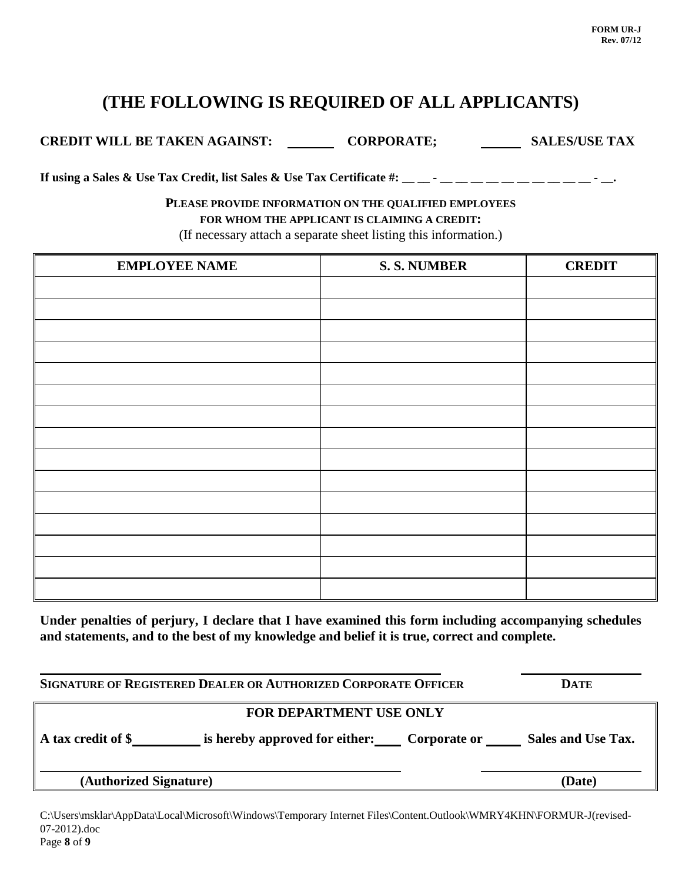FORM UR-J
Rev. 07/12

# (THE FOLLOWING IS REQUIRED OF ALL APPLICANTS)

**CREDIT WILL BE TAKEN AGAINST: _______ CORPORATE; ______ SALES/USE TAX**

**If using a Sales & Use Tax Credit, list Sales & Use Tax Certificate #: __ __ - __ __ __ __ __ __ __ __ __ __ - __.**

**PLEASE PROVIDE INFORMATION ON THE QUALIFIED EMPLOYEES FOR WHOM THE APPLICANT IS CLAIMING A CREDIT:**

(If necessary attach a separate sheet listing this information.)

| EMPLOYEE NAME | S. S. NUMBER | CREDIT |
|---|---|---|
| | | |
| | | |
| | | |
| | | |
| | | |
| | | |
| | | |
| | | |
| | | |
| | | |
| | | |
| | | |
| | | |
| | | |
| | | |

**Under penalties of perjury, I declare that I have examined this form including accompanying schedules and statements, and to the best of my knowledge and belief it is true, correct and complete.**

_______________________________________________ ______________

**SIGNATURE OF REGISTERED DEALER OR AUTHORIZED CORPORATE OFFICER** **DATE**

**FOR DEPARTMENT USE ONLY**

**A tax credit of $__________ is hereby approved for either:____ Corporate or _____ Sales and Use Tax.**

_______________________________________________ ______________

**(Authorized Signature)** **(Date)**

C:\Users\msklar\AppData\Local\Microsoft\Windows\Temporary Internet Files\Content.Outlook\WMRY4KHN\FORMUR-J(revised-07-2012).doc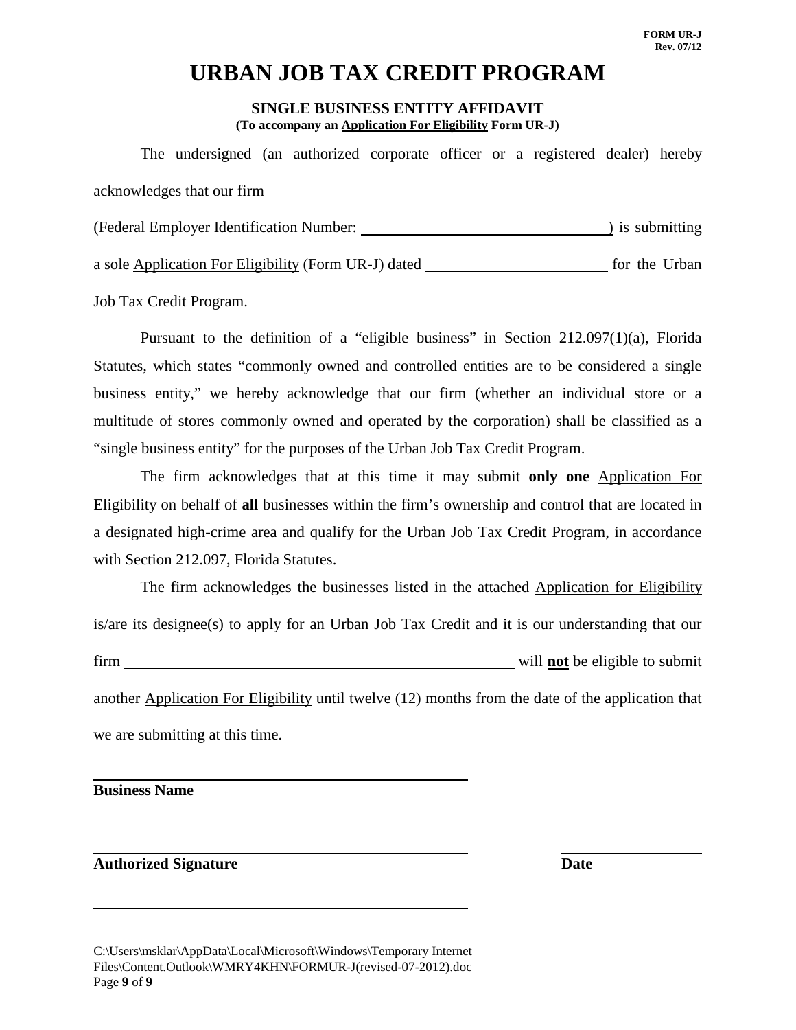FORM UR-J
Rev. 07/12

# URBAN JOB TAX CREDIT PROGRAM

### SINGLE BUSINESS ENTITY AFFIDAVIT
**(To accompany an Application For Eligibility Form UR-J)**

The undersigned (an authorized corporate officer or a registered dealer) hereby acknowledges that our firm ______________________________________________

(Federal Employer Identification Number: ______________________________) is submitting a sole Application For Eligibility (Form UR-J) dated ______________________ for the Urban Job Tax Credit Program.

Pursuant to the definition of a "eligible business" in Section 212.097(1)(a), Florida Statutes, which states "commonly owned and controlled entities are to be considered a single business entity," we hereby acknowledge that our firm (whether an individual store or a multitude of stores commonly owned and operated by the corporation) shall be classified as a "single business entity" for the purposes of the Urban Job Tax Credit Program.

The firm acknowledges that at this time it may submit **only one** Application For Eligibility on behalf of **all** businesses within the firm's ownership and control that are located in a designated high-crime area and qualify for the Urban Job Tax Credit Program, in accordance with Section 212.097, Florida Statutes.

The firm acknowledges the businesses listed in the attached Application for Eligibility is/are its designee(s) to apply for an Urban Job Tax Credit and it is our understanding that our firm ______________________________________________ will **not** be eligible to submit another Application For Eligibility until twelve (12) months from the date of the application that we are submitting at this time.

______________________________________________
**Business Name**

______________________________________________ ______________________
**Authorized Signature** **Date**

______________________________________________

C:\Users\msklar\AppData\Local\Microsoft\Windows\Temporary Internet Files\Content.Outlook\WMRY4KHN\FORMUR-J(revised-07-2012).doc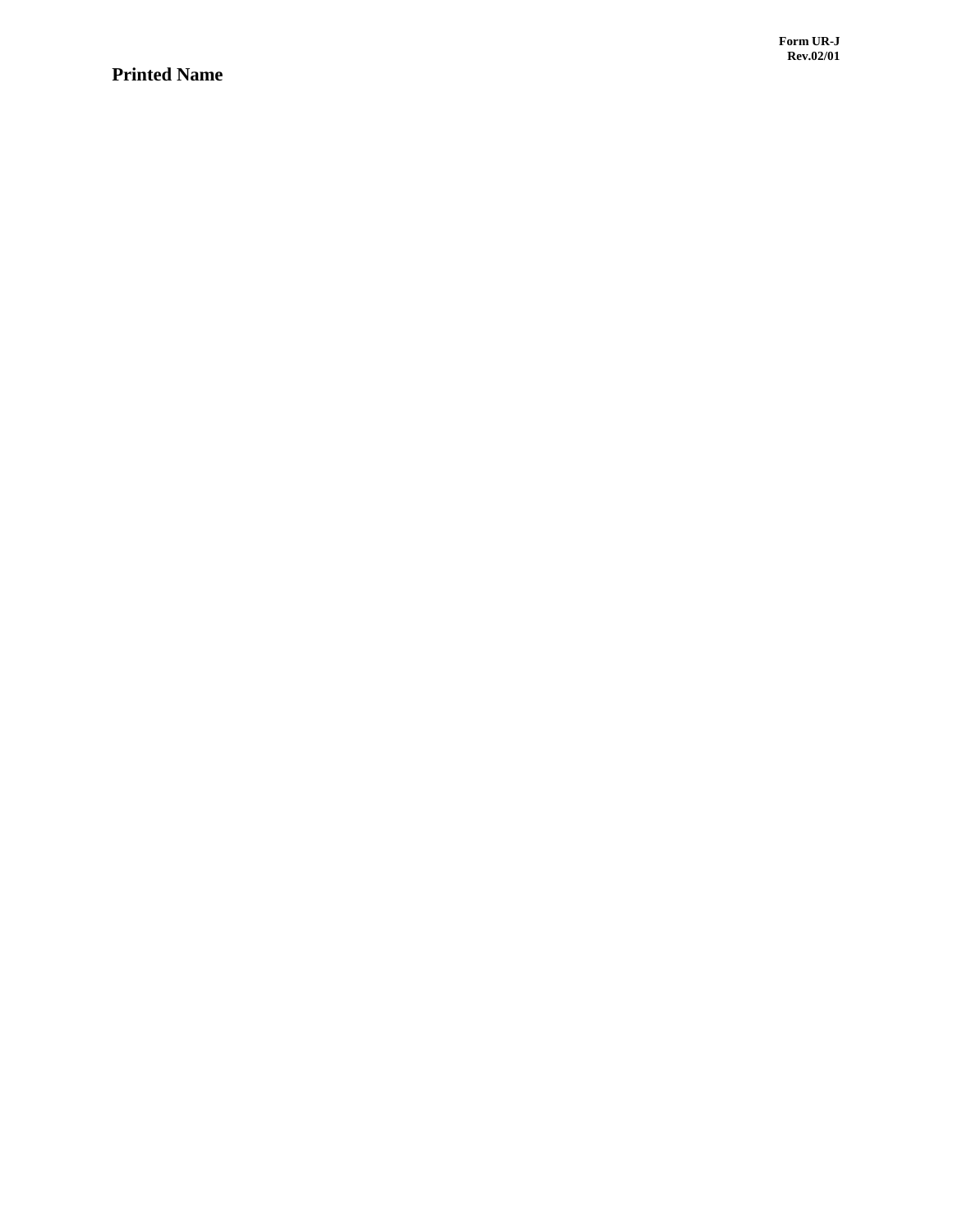**Printed Name**